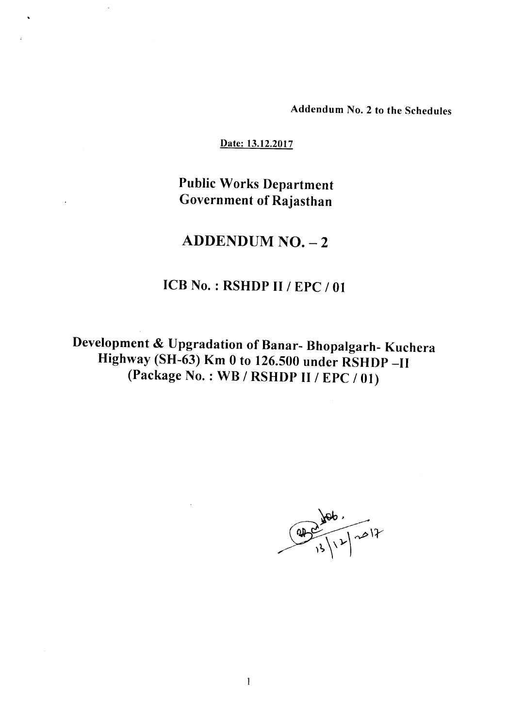Addendum No. 2 to the Schedules

Date: 13.12.2017

**Public Works Department**
**Government of Rajasthan**

# ADDENDUM NO. – 2

## ICB No. : RSHDP II / EPC / 01

## Development & Upgradation of Banar- Bhopalgarh- Kuchera Highway (SH-63) Km 0 to 126.500 under RSHDP –II (Package No. : WB / RSHDP II / EPC / 01)

13/12/2017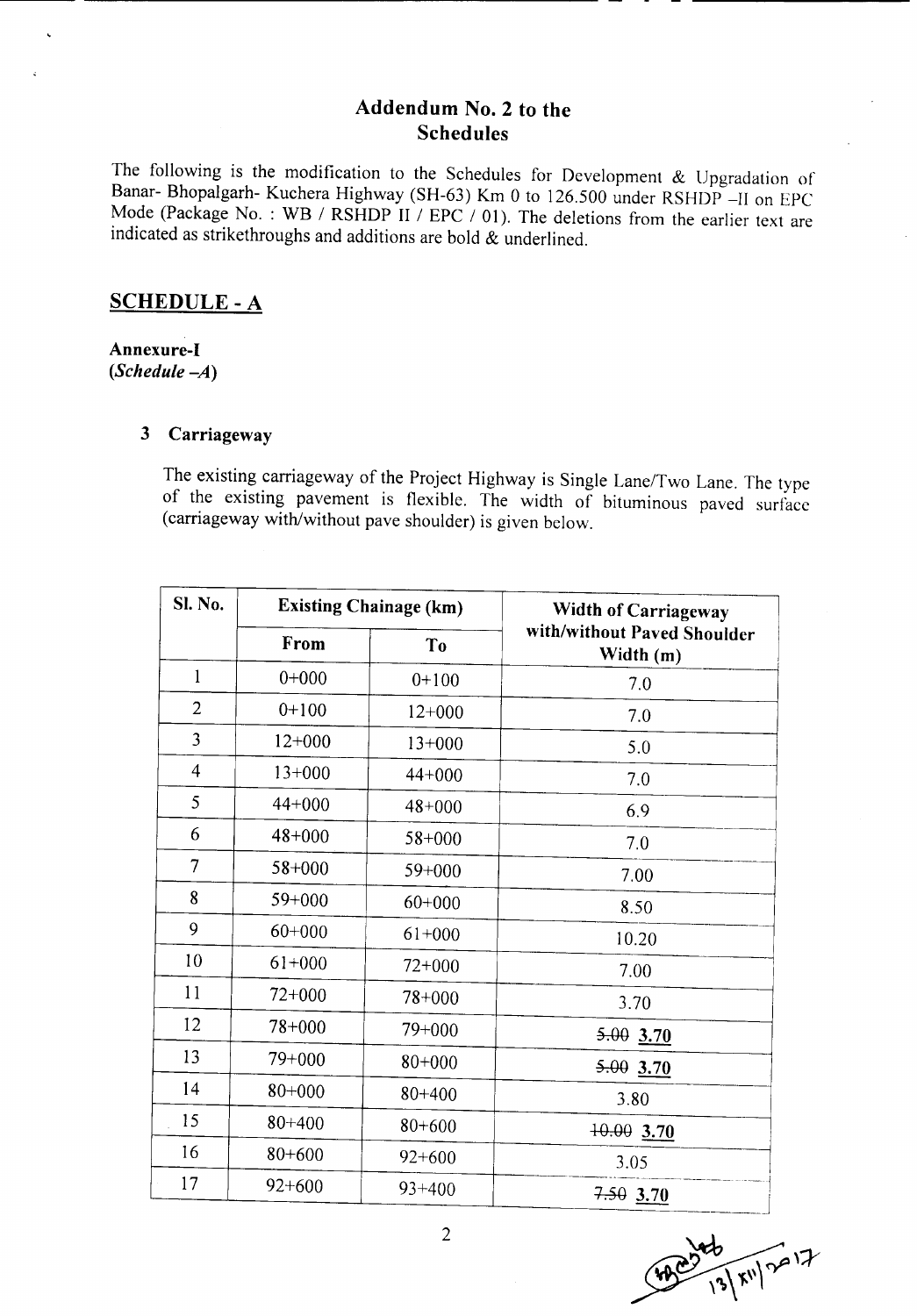## Addendum No. 2 to the Schedules

The following is the modification to the Schedules for Development & Upgradation of Banar- Bhopalgarh- Kuchera Highway (SH-63) Km 0 to 126.500 under RSHDP –II on EPC Mode (Package No. : WB / RSHDP II / EPC / 01). The deletions from the earlier text are indicated as strikethroughs and additions are bold & underlined.

## SCHEDULE - A

**Annexure-I**
**(*Schedule –A*)**

### 3 Carriageway

The existing carriageway of the Project Highway is Single Lane/Two Lane. The type of the existing pavement is flexible. The width of bituminous paved surface (carriageway with/without pave shoulder) is given below.

| Sl. No. | Existing Chainage (km) | | Width of Carriageway with/without Paved Shoulder Width (m) |
|---|---|---|---|
| | From | To | |
| 1 | 0+000 | 0+100 | 7.0 |
| 2 | 0+100 | 12+000 | 7.0 |
| 3 | 12+000 | 13+000 | 5.0 |
| 4 | 13+000 | 44+000 | 7.0 |
| 5 | 44+000 | 48+000 | 6.9 |
| 6 | 48+000 | 58+000 | 7.0 |
| 7 | 58+000 | 59+000 | 7.00 |
| 8 | 59+000 | 60+000 | 8.50 |
| 9 | 60+000 | 61+000 | 10.20 |
| 10 | 61+000 | 72+000 | 7.00 |
| 11 | 72+000 | 78+000 | 3.70 |
| 12 | 78+000 | 79+000 | ~~5.00~~ **<u>3.70</u>** |
| 13 | 79+000 | 80+000 | ~~5.00~~ **<u>3.70</u>** |
| 14 | 80+000 | 80+400 | 3.80 |
| 15 | 80+400 | 80+600 | ~~10.00~~ **<u>3.70</u>** |
| 16 | 80+600 | 92+600 | 3.05 |
| 17 | 92+600 | 93+400 | ~~7.50~~ **<u>3.70</u>** |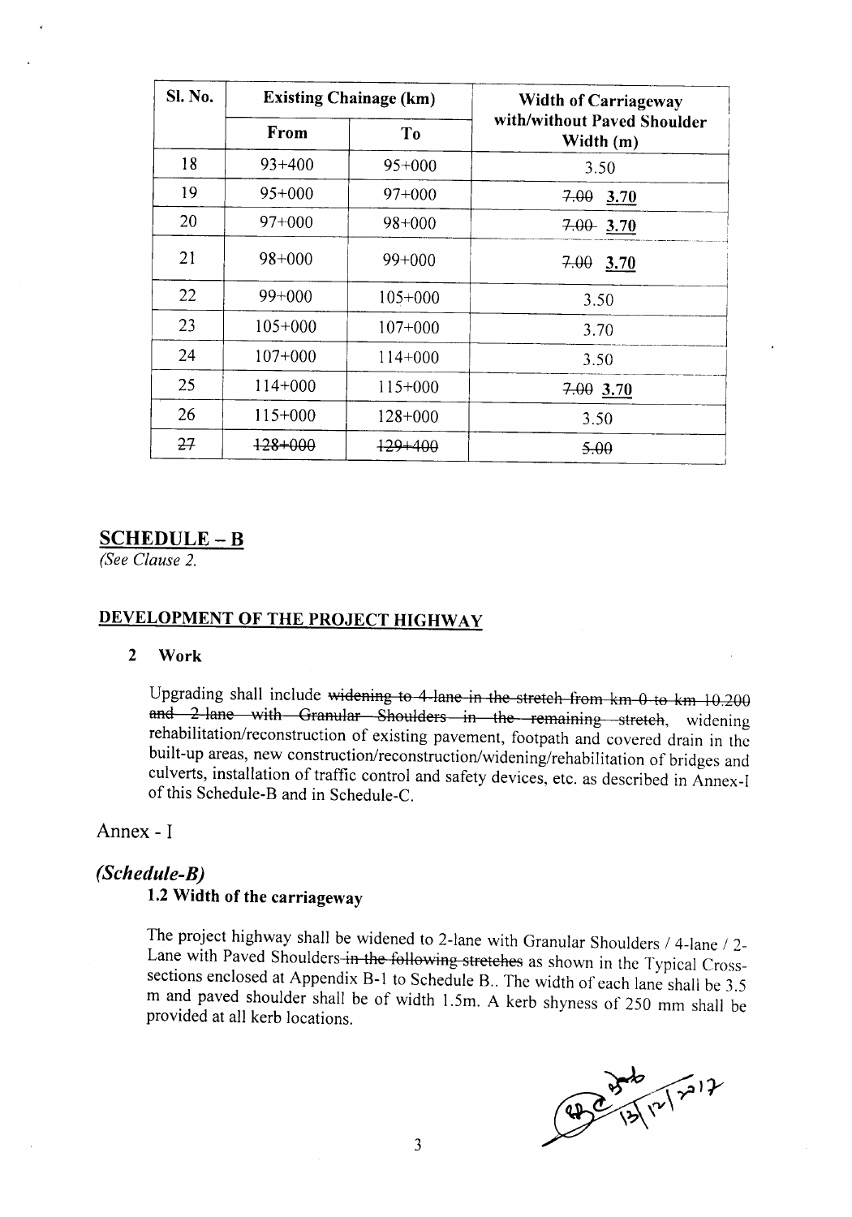| Sl. No. | Existing Chainage (km) | | Width of Carriageway with/without Paved Shoulder Width (m) |
|---|---|---|---|
| | From | To | |
| 18 | 93+400 | 95+000 | 3.50 |
| 19 | 95+000 | 97+000 | ~~7.00~~ **3.70** |
| 20 | 97+000 | 98+000 | ~~7.00~~ **3.70** |
| 21 | 98+000 | 99+000 | ~~7.00~~ **3.70** |
| 22 | 99+000 | 105+000 | 3.50 |
| 23 | 105+000 | 107+000 | 3.70 |
| 24 | 107+000 | 114+000 | 3.50 |
| 25 | 114+000 | 115+000 | ~~7.00~~ **3.70** |
| 26 | 115+000 | 128+000 | 3.50 |
| ~~27~~ | ~~128+000~~ | ~~129+400~~ | ~~5.00~~ |

## SCHEDULE – B

*(See Clause 2.*

### DEVELOPMENT OF THE PROJECT HIGHWAY

**2 Work**

Upgrading shall include ~~widening to 4-lane in the stretch from km 0 to km 10.200 and 2-lane with Granular Shoulders in the remaining stretch~~, widening rehabilitation/reconstruction of existing pavement, footpath and covered drain in the built-up areas, new construction/reconstruction/widening/rehabilitation of bridges and culverts, installation of traffic control and safety devices, etc. as described in Annex-I of this Schedule-B and in Schedule-C.

Annex - I

## *(Schedule-B)*

### 1.2 Width of the carriageway

The project highway shall be widened to 2-lane with Granular Shoulders / 4-lane / 2-Lane with Paved Shoulders ~~in the following stretches~~ as shown in the Typical Cross-sections enclosed at Appendix B-1 to Schedule B.. The width of each lane shall be 3.5 m and paved shoulder shall be of width 1.5m. A kerb shyness of 250 mm shall be provided at all kerb locations.

13/12/2017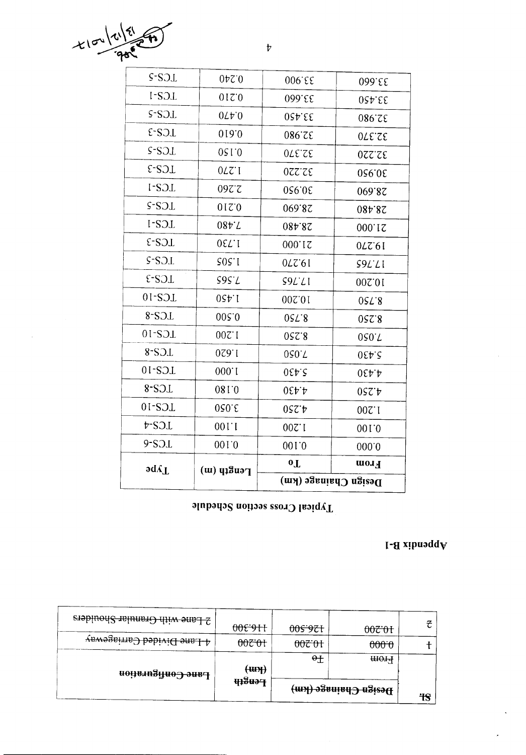| ~~Sl.~~ | ~~Design Chainage (km)~~ | | ~~Length (km)~~ | ~~Lane Configuration~~ |
|---|---|---|---|---|
| | ~~From~~ | ~~To~~ | | |
| ~~1~~ | ~~0.000~~ | ~~10.200~~ | ~~10.200~~ | ~~4-Lane Divided Carriageway~~ |
| ~~2~~ | ~~10.200~~ | ~~126.500~~ | ~~116.300~~ | ~~2-Lane with Granular Shoulders~~ |

# Appendix B-I

## Typical Cross section Schedule

| Design Chainage (km) | | Length (m) | Type |
|---|---|---|---|
| From | To | | |
| 0.000 | 0.100 | 0.100 | TCS-6 |
| 0.100 | 1.200 | 1.100 | TCS-4 |
| 1.200 | 4.250 | 3.050 | TCS-10 |
| 4.250 | 4.430 | 0.180 | TCS-8 |
| 4.430 | 5.430 | 1.000 | TCS-10 |
| 5.430 | 7.050 | 1.620 | TCS-8 |
| 7.050 | 8.250 | 1.200 | TCS-10 |
| 8.250 | 8.750 | 0.500 | TCS-8 |
| 8.750 | 10.200 | 1.450 | TCS-10 |
| 10.200 | 17.765 | 7.565 | TCS-3 |
| 17.765 | 19.270 | 1.505 | TCS-5 |
| 19.270 | 21.000 | 1.730 | TCS-3 |
| 21.000 | 28.480 | 7.480 | TCS-1 |
| 28.480 | 28.690 | 0.210 | TCS-5 |
| 28.690 | 30.950 | 2.260 | TCS-1 |
| 30.950 | 32.220 | 1.270 | TCS-3 |
| 32.220 | 32.370 | 0.150 | TCS-5 |
| 32.370 | 32.980 | 0.610 | TCS-3 |
| 32.980 | 33.450 | 0.470 | TCS-5 |
| 33.450 | 33.660 | 0.210 | TCS-1 |
| 33.660 | 33.900 | 0.240 | TCS-5 |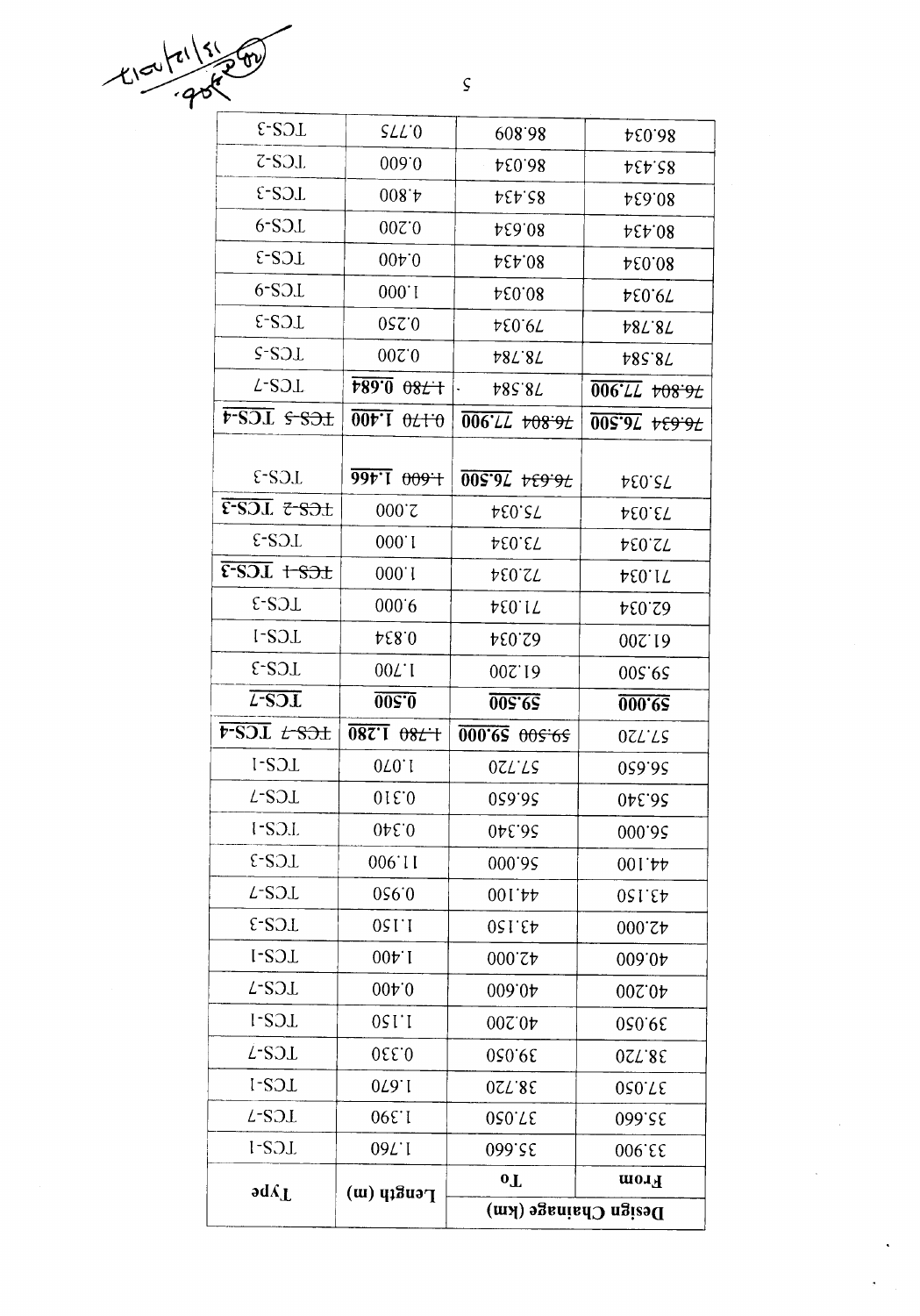| Design Chainage (km) | | Length (m) | Type |
|---|---|---|---|
| From | To | | |
| 33.900 | 35.660 | 1.760 | TCS-1 |
| 35.660 | 37.050 | 1.390 | TCS-7 |
| 37.050 | 38.720 | 1.670 | TCS-1 |
| 38.720 | 39.050 | 0.330 | TCS-7 |
| 39.050 | 40.200 | 1.150 | TCS-1 |
| 40.200 | 40.600 | 0.400 | TCS-7 |
| 40.600 | 42.000 | 1.400 | TCS-1 |
| 42.000 | 43.150 | 1.150 | TCS-3 |
| 43.150 | 44.100 | 0.950 | TCS-7 |
| 44.100 | 56.000 | 11.900 | TCS-3 |
| 56.000 | 56.340 | 0.340 | TCS-1 |
| 56.340 | 56.650 | 0.310 | TCS-7 |
| 56.650 | 57.720 | 1.070 | TCS-1 |
| 57.720 | ~~59.500~~ 59.000 | ~~1.780~~ 1.280 | ~~TCS-7~~ TCS-4 |
| 59.000 | 59.500 | 0.500 | TCS-7 |
| 59.500 | 61.200 | 1.700 | TCS-3 |
| 61.200 | 62.034 | 0.834 | TCS-1 |
| 62.034 | 71.034 | 9.000 | TCS-3 |
| 71.034 | 72.034 | 1.000 | ~~TCS-1~~ TCS-3 |
| 72.034 | 73.034 | 1.000 | TCS-3 |
| 73.034 | 75.034 | 2.000 | ~~TCS-2~~ TCS-3 |
| 75.034 | ~~76.634~~ 76.500 | ~~1.600~~ 1.466 | TCS-3 |
| | | | |
| ~~76.634~~ 76.500 | ~~76.804~~ 77.900 | ~~0.170~~ 1.400 | ~~TCS-5~~ TCS-4 |
| ~~76.804~~ 77.900 | 78.584 | ~~1.780~~ 0.684 | TCS-7 |
| 78.584 | 78.784 | 0.200 | TCS-5 |
| 78.784 | 79.034 | 0.250 | TCS-3 |
| 79.034 | 80.034 | 1.000 | TCS-9 |
| 80.034 | 80.434 | 0.400 | TCS-3 |
| 80.434 | 80.634 | 0.200 | TCS-9 |
| 80.634 | 85.434 | 4.800 | TCS-3 |
| 85.434 | 86.034 | 0.600 | TCS-2 |
| 86.034 | 86.809 | 0.775 | TCS-3 |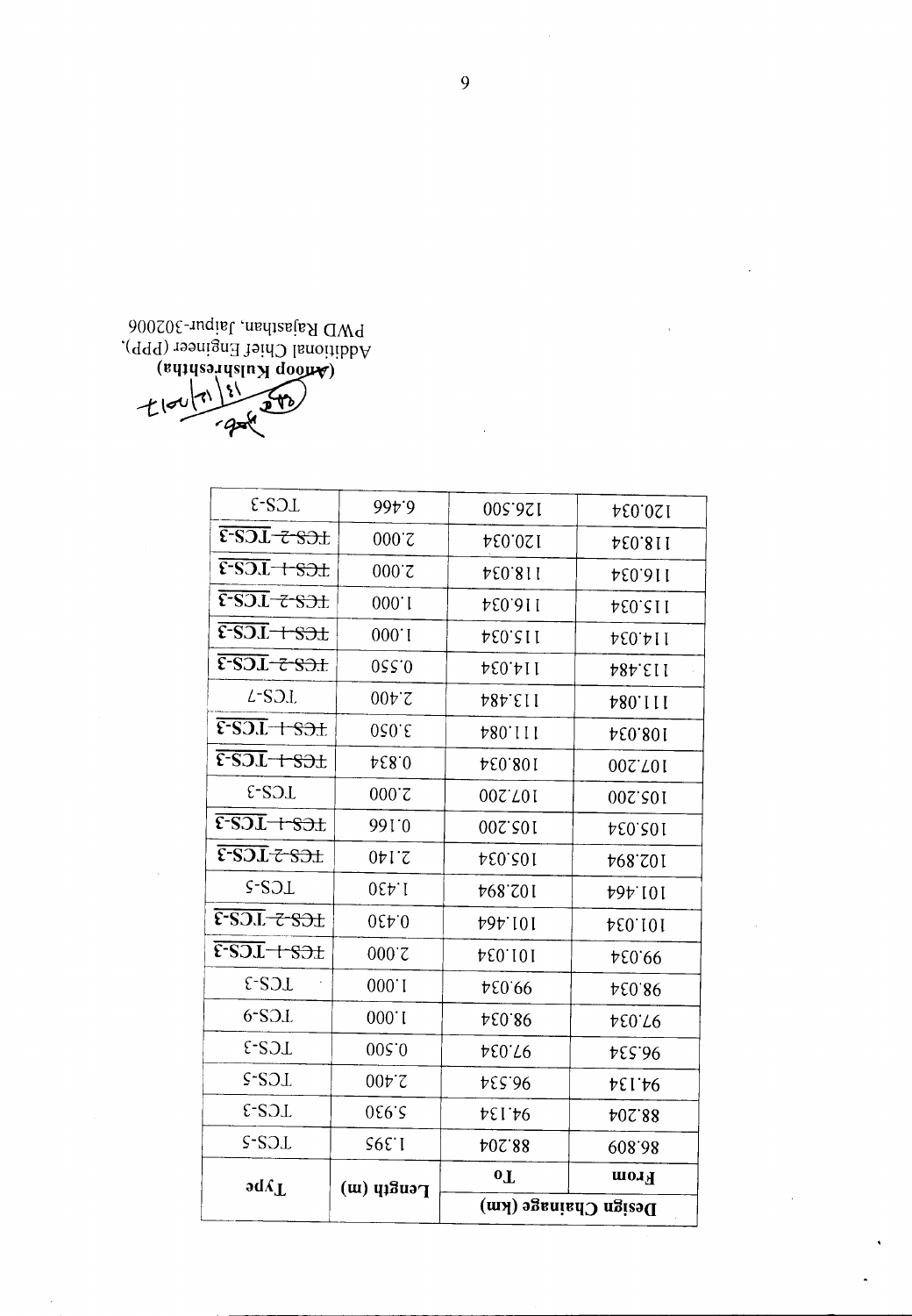| Design Chainage (km) | | Length (m) | Type |
|---|---|---|---|
| From | To | | |
| 86.809 | 88.204 | 1.395 | TCS-5 |
| 88.204 | 94.134 | 5.930 | TCS-3 |
| 94.134 | 96.534 | 2.400 | TCS-5 |
| 96.534 | 97.034 | 0.500 | TCS-3 |
| 97.034 | 98.034 | 1.000 | TCS-9 |
| 98.034 | 99.034 | 1.000 | TCS-3 |
| 99.034 | 101.034 | 2.000 | ~~TCS-1~~ TCS-3 |
| 101.034 | 101.464 | 0.430 | ~~TCS-2~~ TCS-3 |
| 101.464 | 102.894 | 1.430 | TCS-5 |
| 102.894 | 105.034 | 2.140 | ~~TCS-2~~ TCS-3 |
| 105.034 | 105.200 | 0.166 | ~~TCS-1~~ TCS-3 |
| 105.200 | 107.200 | 2.000 | TCS-3 |
| 107.200 | 108.034 | 0.834 | ~~TCS-1~~ TCS-3 |
| 108.034 | 111.084 | 3.050 | ~~TCS-1~~ TCS-3 |
| 111.084 | 113.484 | 2.400 | TCS-7 |
| 113.484 | 114.034 | 0.550 | ~~TCS-2~~ TCS-3 |
| 114.034 | 115.034 | 1.000 | ~~TCS-1~~ TCS-3 |
| 115.034 | 116.034 | 1.000 | ~~TCS-2~~ TCS-3 |
| 116.034 | 118.034 | 2.000 | ~~TCS-1~~ TCS-3 |
| 118.034 | 120.034 | 2.000 | ~~TCS-2~~ TCS-3 |
| 120.034 | 126.500 | 6.466 | TCS-3 |

13/12/2017

(Anoop Kulshreshtha)
Additional Chief Engineer (PPP),
PWD Rajasthan, Jaipur-302006